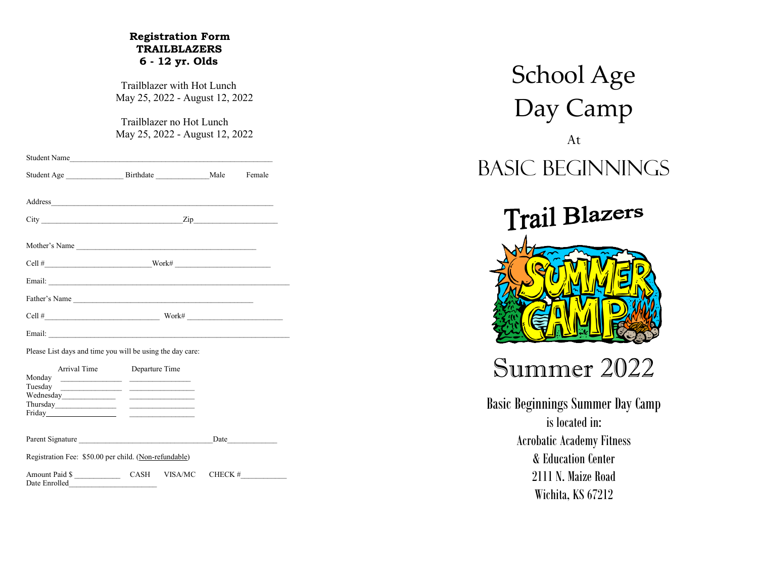**Registration Form**
**TRAILBLAZERS**
**6 - 12 yr. Olds**

Trailblazer with Hot Lunch
May 25, 2022 - August 12, 2022

Trailblazer no Hot Lunch
May 25, 2022 - August 12, 2022

Student Name_______________________________________________

Student Age ______________ Birthdate _____________Male Female

Address_______________________________________________

City __________________________________Zip____________________

Mother's Name _____________________________________________

Cell #__________________________Work# _______________________

Email: ___________________________________________________________

Father's Name _____________________________________________

Cell #____________________________ Work# _______________________

Email: ___________________________________________________________

Please List days and time you will be using the day care:

| | Arrival Time | Departure Time |
|---|---|---|
| Monday | _______________ | _______________ |
| Tuesday | _______________ | _______________ |
| Wednesday | _______________ | _______________ |
| Thursday | _______________ | _______________ |
| Friday | _______________ | _______________ |

Parent Signature _________________________________Date____________

Registration Fee: $50.00 per child. (Non-refundable)

Amount Paid $ ___________ CASH VISA/MC CHECK #___________
Date Enrolled______________________

# School Age Day Camp

At

# BASIC BEGINNINGS

## Trail Blazers

SUMMER CAMP

## Summer 2022

Basic Beginnings Summer Day Camp
is located in:
Acrobatic Academy Fitness
& Education Center
2111 N. Maize Road
Wichita, KS 67212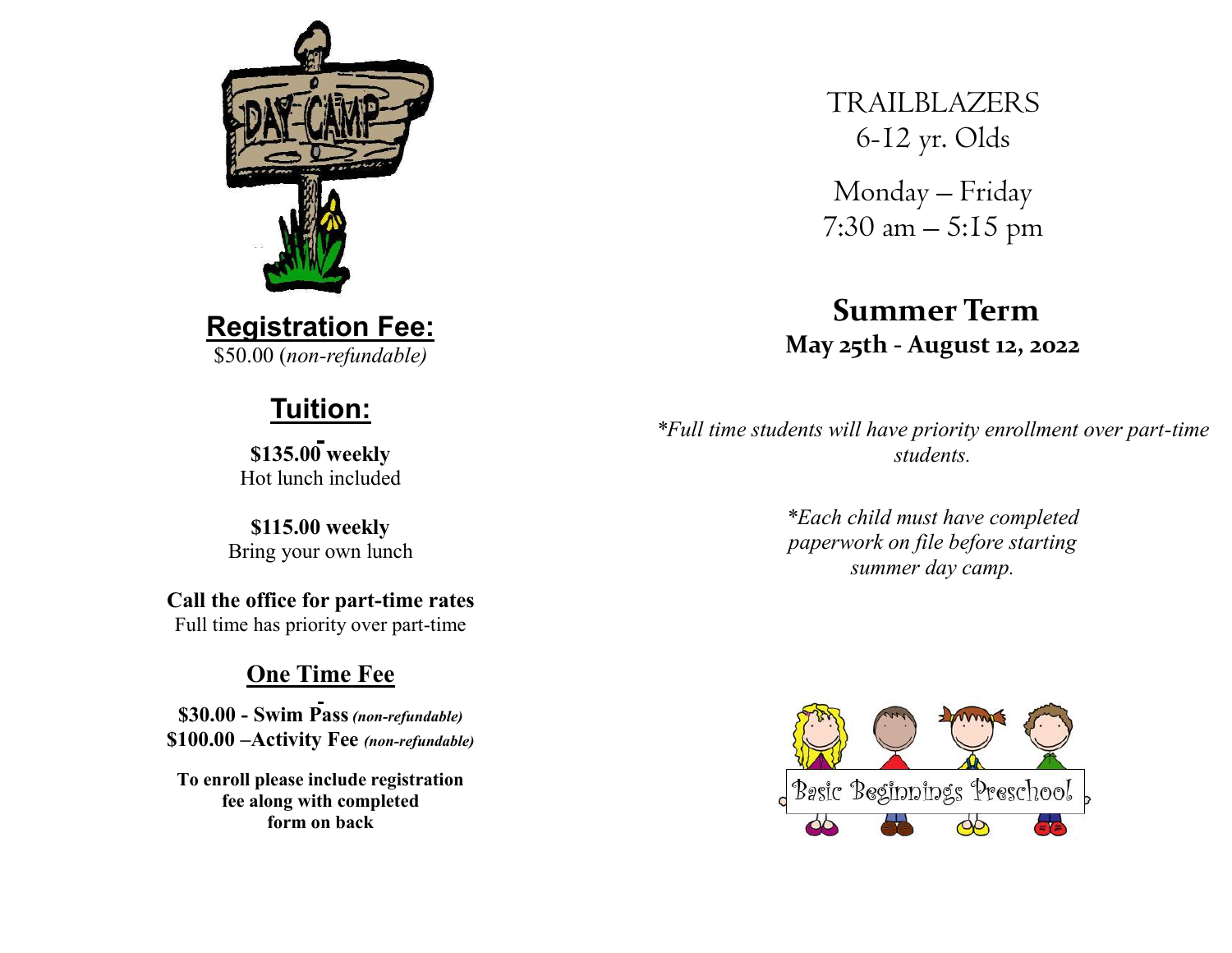## Registration Fee:

$50.00 (*non-refundable)*

## Tuition:

**$135.00 weekly**
Hot lunch included

**$115.00 weekly**
Bring your own lunch

**Call the office for part-time rates**
Full time has priority over part-time

## One Time Fee

**$30.00 - Swim Pass** ***(non-refundable)***
**$100.00 –Activity Fee** ***(non-refundable)***

**To enroll please include registration fee along with completed form on back**

TRAILBLAZERS
6-12 yr. Olds

Monday – Friday
7:30 am – 5:15 pm

## Summer Term

**May 25th - August 12, 2022**

*\*Full time students will have priority enrollment over part-time students.*

*\*Each child must have completed paperwork on file before starting summer day camp.*

Basic Beginnings Preschool